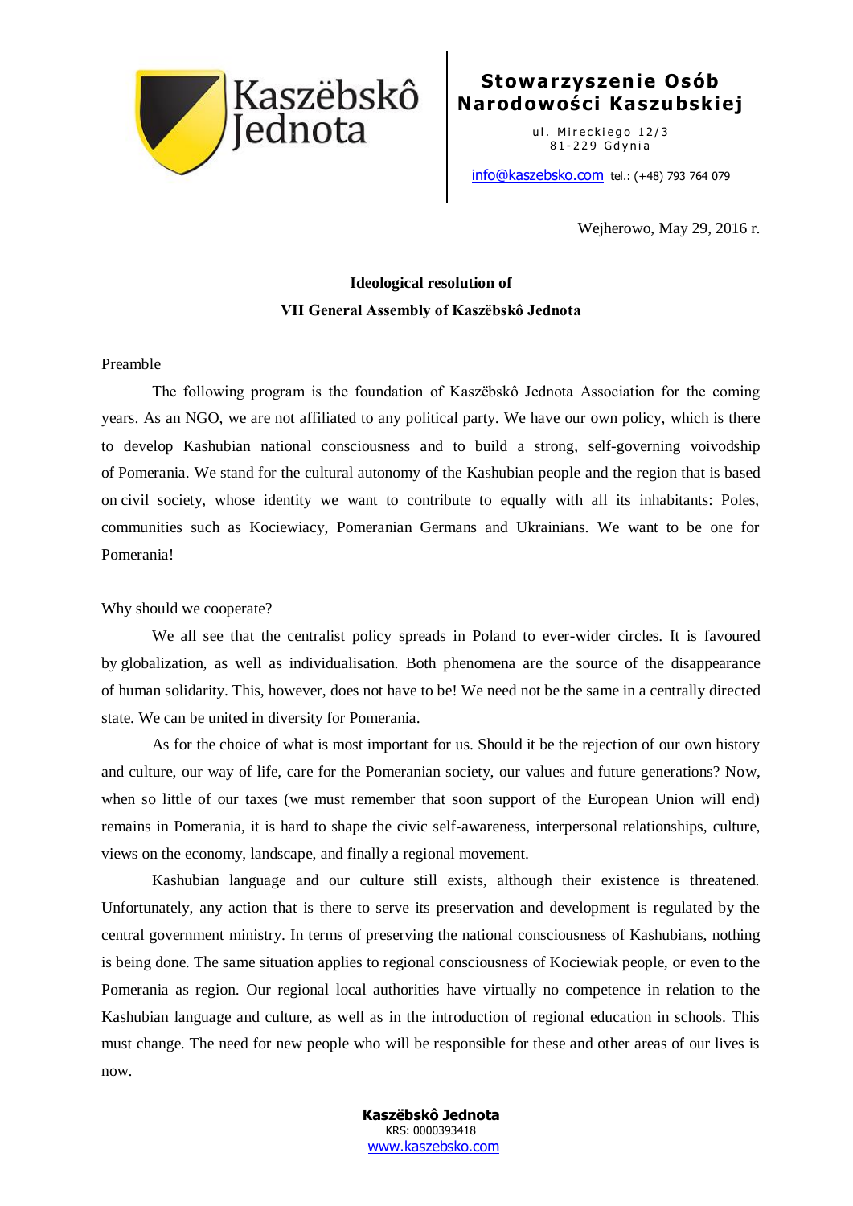Kaszëbskô Jednota

**Stowarzyszenie Osób Narodowości Kaszubskiej**

ul. Mireckiego 12/3
81-229 Gdynia

info@kaszebsko.com tel.: (+48) 793 764 079

Wejherowo, May 29, 2016 r.

**Ideological resolution of**
**VII General Assembly of Kaszëbskô Jednota**

Preamble

The following program is the foundation of Kaszëbskô Jednota Association for the coming years. As an NGO, we are not affiliated to any political party. We have our own policy, which is there to develop Kashubian national consciousness and to build a strong, self-governing voivodship of Pomerania. We stand for the cultural autonomy of the Kashubian people and the region that is based on civil society, whose identity we want to contribute to equally with all its inhabitants: Poles, communities such as Kociewiacy, Pomeranian Germans and Ukrainians. We want to be one for Pomerania!

Why should we cooperate?

We all see that the centralist policy spreads in Poland to ever-wider circles. It is favoured by globalization, as well as individualisation. Both phenomena are the source of the disappearance of human solidarity. This, however, does not have to be! We need not be the same in a centrally directed state. We can be united in diversity for Pomerania.

As for the choice of what is most important for us. Should it be the rejection of our own history and culture, our way of life, care for the Pomeranian society, our values and future generations? Now, when so little of our taxes (we must remember that soon support of the European Union will end) remains in Pomerania, it is hard to shape the civic self-awareness, interpersonal relationships, culture, views on the economy, landscape, and finally a regional movement.

Kashubian language and our culture still exists, although their existence is threatened. Unfortunately, any action that is there to serve its preservation and development is regulated by the central government ministry. In terms of preserving the national consciousness of Kashubians, nothing is being done. The same situation applies to regional consciousness of Kociewiak people, or even to the Pomerania as region. Our regional local authorities have virtually no competence in relation to the Kashubian language and culture, as well as in the introduction of regional education in schools. This must change. The need for new people who will be responsible for these and other areas of our lives is now.

**Kaszëbskô Jednota**
KRS: 0000393418
www.kaszebsko.com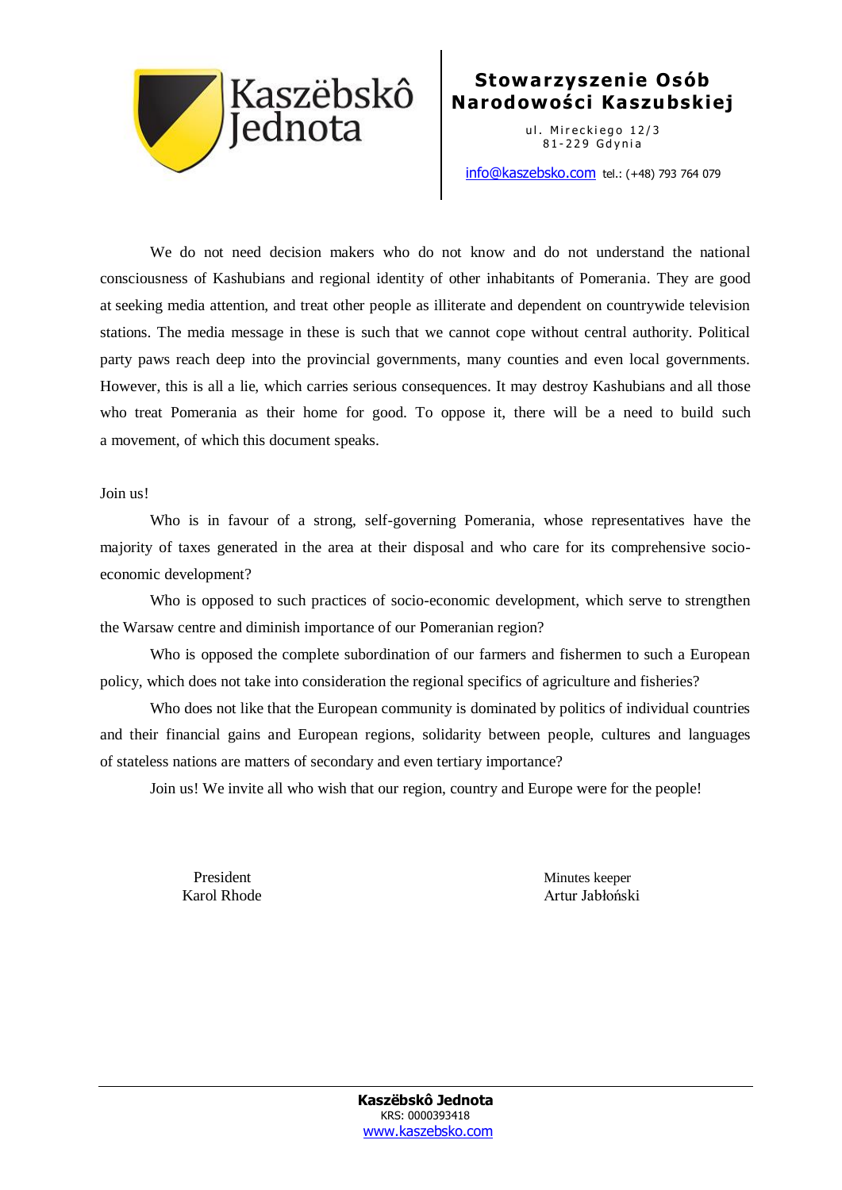Kaszëbskô Jednota

**Stowarzyszenie Osób Narodowości Kaszubskiej**

ul. Mireckiego 12/3
81-229 Gdynia

info@kaszebsko.com tel.: (+48) 793 764 079

We do not need decision makers who do not know and do not understand the national consciousness of Kashubians and regional identity of other inhabitants of Pomerania. They are good at seeking media attention, and treat other people as illiterate and dependent on countrywide television stations. The media message in these is such that we cannot cope without central authority. Political party paws reach deep into the provincial governments, many counties and even local governments. However, this is all a lie, which carries serious consequences. It may destroy Kashubians and all those who treat Pomerania as their home for good. To oppose it, there will be a need to build such a movement, of which this document speaks.

Join us!

Who is in favour of a strong, self-governing Pomerania, whose representatives have the majority of taxes generated in the area at their disposal and who care for its comprehensive socio-economic development?

Who is opposed to such practices of socio-economic development, which serve to strengthen the Warsaw centre and diminish importance of our Pomeranian region?

Who is opposed the complete subordination of our farmers and fishermen to such a European policy, which does not take into consideration the regional specifics of agriculture and fisheries?

Who does not like that the European community is dominated by politics of individual countries and their financial gains and European regions, solidarity between people, cultures and languages of stateless nations are matters of secondary and even tertiary importance?

Join us! We invite all who wish that our region, country and Europe were for the people!

President
Karol Rhode

Minutes keeper
Artur Jabłoński

**Kaszëbskô Jednota**
KRS: 0000393418
www.kaszebsko.com